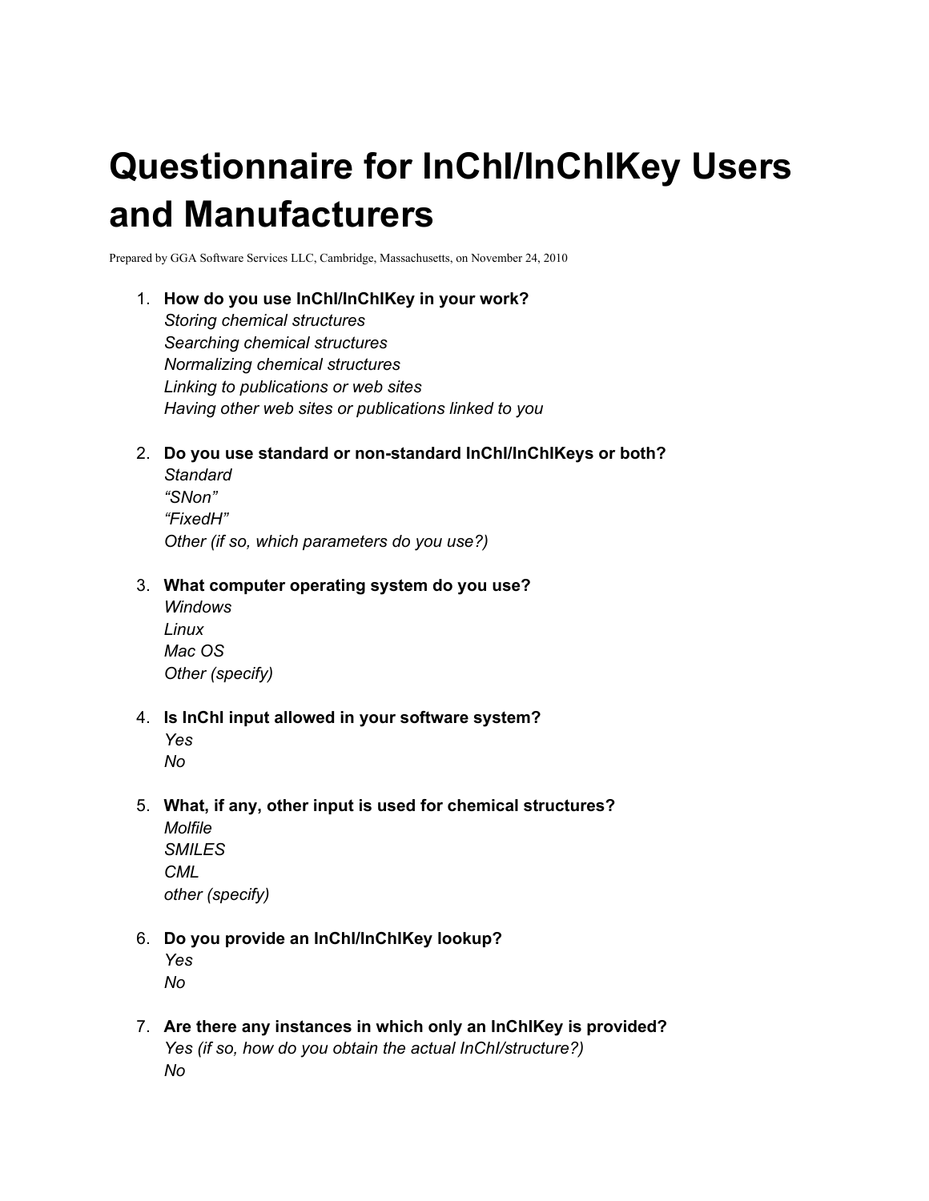# Questionnaire for InChI/InChIKey Users and Manufacturers

Prepared by GGA Software Services LLC, Cambridge, Massachusetts, on November 24, 2010

1. **How do you use InChI/InChIKey in your work?**
   *Storing chemical structures*
   *Searching chemical structures*
   *Normalizing chemical structures*
   *Linking to publications or web sites*
   *Having other web sites or publications linked to you*

2. **Do you use standard or non-standard InChI/InChIKeys or both?**
   *Standard*
   *"SNon"*
   *"FixedH"*
   *Other (if so, which parameters do you use?)*

3. **What computer operating system do you use?**
   *Windows*
   *Linux*
   *Mac OS*
   *Other (specify)*

4. **Is InChI input allowed in your software system?**
   *Yes*
   *No*

5. **What, if any, other input is used for chemical structures?**
   *Molfile*
   *SMILES*
   *CML*
   *other (specify)*

6. **Do you provide an InChI/InChIKey lookup?**
   *Yes*
   *No*

7. **Are there any instances in which only an InChIKey is provided?**
   *Yes (if so, how do you obtain the actual InChI/structure?)*
   *No*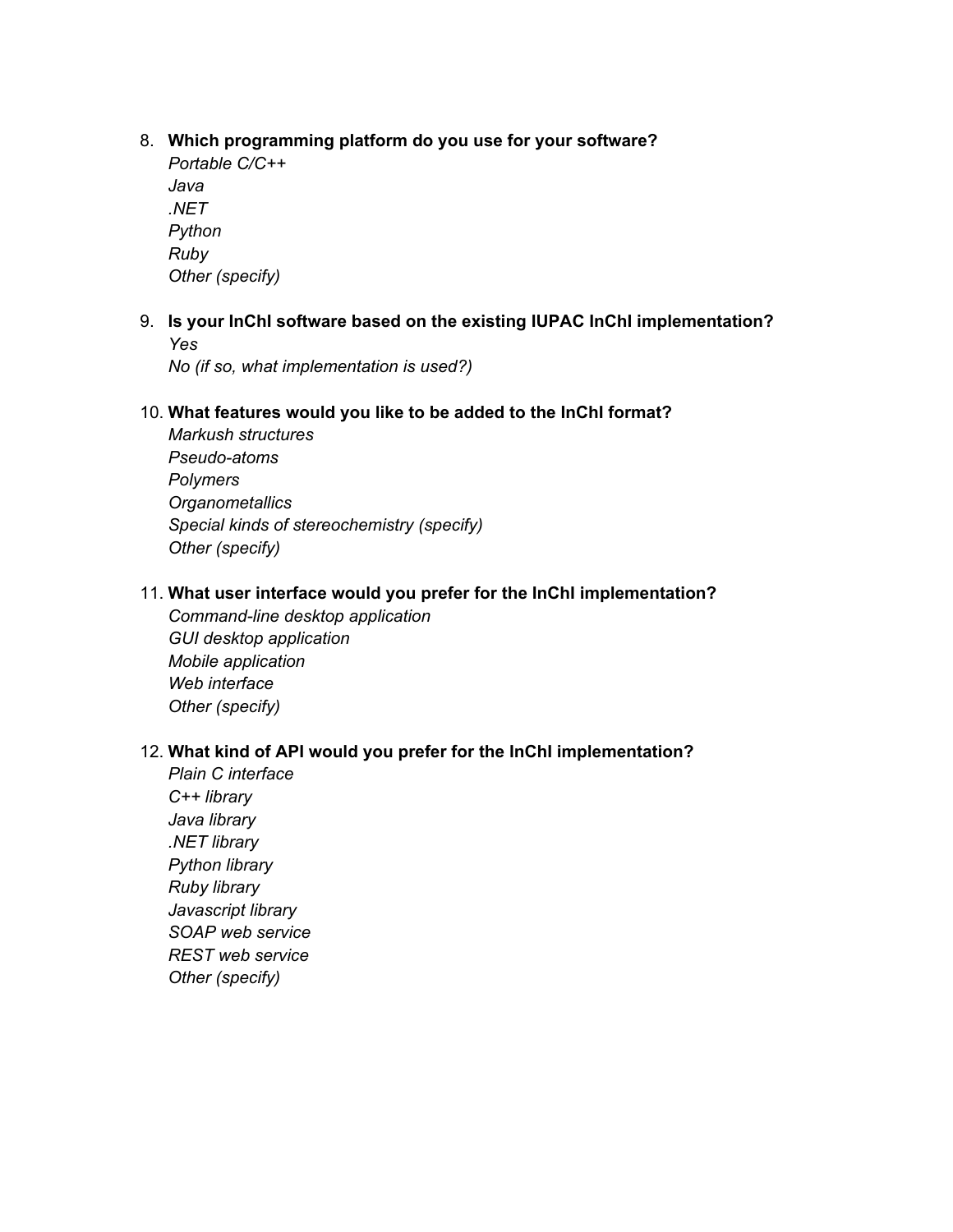8. **Which programming platform do you use for your software?**
   *Portable C/C++*
   *Java*
   *.NET*
   *Python*
   *Ruby*
   *Other (specify)*

9. **Is your InChI software based on the existing IUPAC InChI implementation?**
   *Yes*
   *No (if so, what implementation is used?)*

10. **What features would you like to be added to the InChI format?**
    *Markush structures*
    *Pseudo-atoms*
    *Polymers*
    *Organometallics*
    *Special kinds of stereochemistry (specify)*
    *Other (specify)*

11. **What user interface would you prefer for the InChI implementation?**
    *Command-line desktop application*
    *GUI desktop application*
    *Mobile application*
    *Web interface*
    *Other (specify)*

12. **What kind of API would you prefer for the InChI implementation?**
    *Plain C interface*
    *C++ library*
    *Java library*
    *.NET library*
    *Python library*
    *Ruby library*
    *Javascript library*
    *SOAP web service*
    *REST web service*
    *Other (specify)*